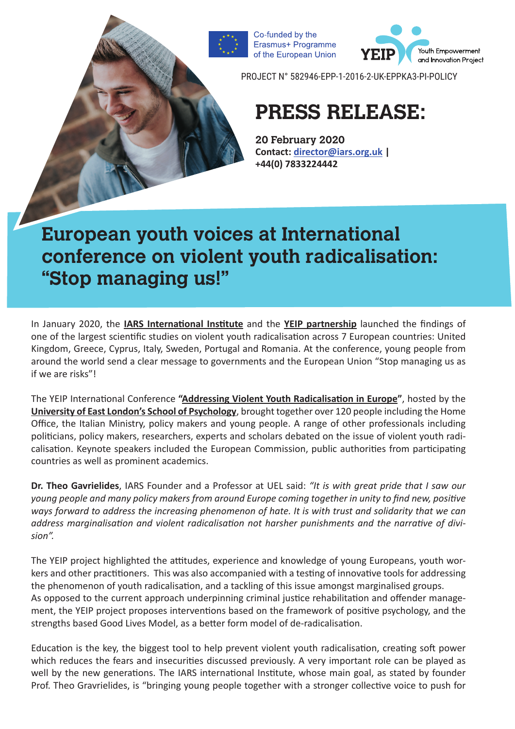Co-funded by the Erasmus+ Programme of the European Union

YEIP Youth Empowerment and Innovation Project

PROJECT N° 582946-EPP-1-2016-2-UK-EPPKA3-PI-POLICY

# PRESS RELEASE:

**20 February 2020**
**Contact: director@iars.org.uk | +44(0) 7833224442**

# European youth voices at International conference on violent youth radicalisation: "Stop managing us!"

In January 2020, the **IARS International Institute** and the **YEIP partnership** launched the findings of one of the largest scientific studies on violent youth radicalisation across 7 European countries: United Kingdom, Greece, Cyprus, Italy, Sweden, Portugal and Romania. At the conference, young people from around the world send a clear message to governments and the European Union "Stop managing us as if we are risks"!

The YEIP International Conference **"Addressing Violent Youth Radicalisation in Europe"**, hosted by the **University of East London's School of Psychology**, brought together over 120 people including the Home Office, the Italian Ministry, policy makers and young people. A range of other professionals including politicians, policy makers, researchers, experts and scholars debated on the issue of violent youth radicalisation. Keynote speakers included the European Commission, public authorities from participating countries as well as prominent academics.

**Dr. Theo Gavrielides**, IARS Founder and a Professor at UEL said: *"It is with great pride that I saw our young people and many policy makers from around Europe coming together in unity to find new, positive ways forward to address the increasing phenomenon of hate. It is with trust and solidarity that we can address marginalisation and violent radicalisation not harsher punishments and the narrative of division".*

The YEIP project highlighted the attitudes, experience and knowledge of young Europeans, youth workers and other practitioners. This was also accompanied with a testing of innovative tools for addressing the phenomenon of youth radicalisation, and a tackling of this issue amongst marginalised groups.
As opposed to the current approach underpinning criminal justice rehabilitation and offender management, the YEIP project proposes interventions based on the framework of positive psychology, and the strengths based Good Lives Model, as a better form model of de-radicalisation.

Education is the key, the biggest tool to help prevent violent youth radicalisation, creating soft power which reduces the fears and insecurities discussed previously. A very important role can be played as well by the new generations. The IARS international Institute, whose main goal, as stated by founder Prof. Theo Gravrielides, is "bringing young people together with a stronger collective voice to push for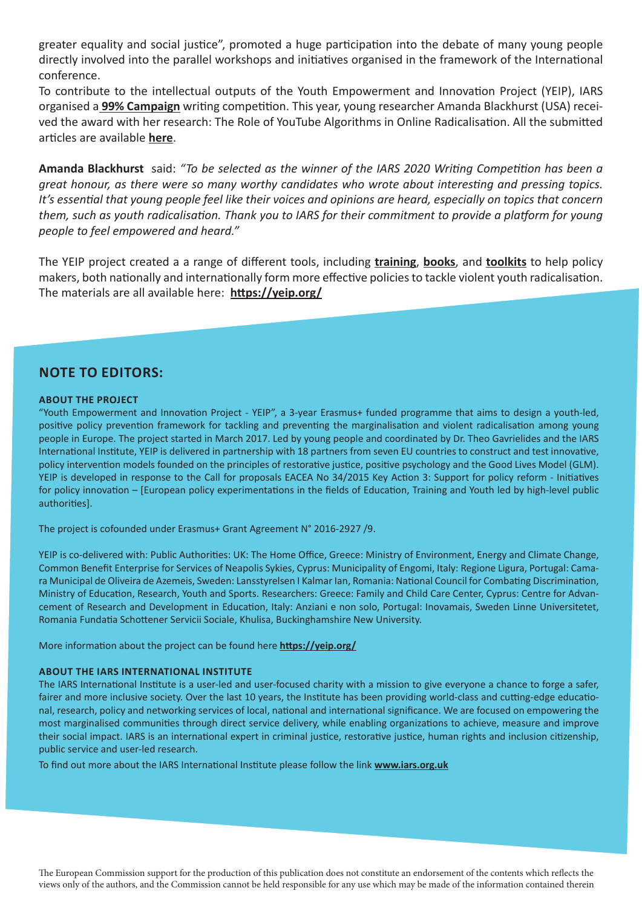greater equality and social justice", promoted a huge participation into the debate of many young people directly involved into the parallel workshops and initiatives organised in the framework of the International conference.

To contribute to the intellectual outputs of the Youth Empowerment and Innovation Project (YEIP), IARS organised a **99% Campaign** writing competition. This year, young researcher Amanda Blackhurst (USA) received the award with her research: The Role of YouTube Algorithms in Online Radicalisation. All the submitted articles are available **here**.

**Amanda Blackhurst** said: *"To be selected as the winner of the IARS 2020 Writing Competition has been a great honour, as there were so many worthy candidates who wrote about interesting and pressing topics. It's essential that young people feel like their voices and opinions are heard, especially on topics that concern them, such as youth radicalisation. Thank you to IARS for their commitment to provide a platform for young people to feel empowered and heard."*

The YEIP project created a a range of different tools, including **training**, **books**, and **toolkits** to help policy makers, both nationally and internationally form more effective policies to tackle violent youth radicalisation. The materials are all available here: **https://yeip.org/**

## NOTE TO EDITORS:

### ABOUT THE PROJECT

"Youth Empowerment and Innovation Project - YEIP", a 3-year Erasmus+ funded programme that aims to design a youth-led, positive policy prevention framework for tackling and preventing the marginalisation and violent radicalisation among young people in Europe. The project started in March 2017. Led by young people and coordinated by Dr. Theo Gavrielides and the IARS International Institute, YEIP is delivered in partnership with 18 partners from seven EU countries to construct and test innovative, policy intervention models founded on the principles of restorative justice, positive psychology and the Good Lives Model (GLM). YEIP is developed in response to the Call for proposals EACEA No 34/2015 Key Action 3: Support for policy reform - Initiatives for policy innovation – [European policy experimentations in the fields of Education, Training and Youth led by high-level public authorities].

The project is cofounded under Erasmus+ Grant Agreement N° 2016-2927 /9.

YEIP is co-delivered with: Public Authorities: UK: The Home Office, Greece: Ministry of Environment, Energy and Climate Change, Common Benefit Enterprise for Services of Neapolis Sykies, Cyprus: Municipality of Engomi, Italy: Regione Ligura, Portugal: Camara Municipal de Oliveira de Azemeis, Sweden: Lansstyrelsen I Kalmar Ian, Romania: National Council for Combating Discrimination, Ministry of Education, Research, Youth and Sports. Researchers: Greece: Family and Child Care Center, Cyprus: Centre for Advancement of Research and Development in Education, Italy: Anziani e non solo, Portugal: Inovamais, Sweden Linne Universitetet, Romania Fundatia Schottener Servicii Sociale, Khulisa, Buckinghamshire New University.

More information about the project can be found here **https://yeip.org/**

### ABOUT THE IARS INTERNATIONAL INSTITUTE

The IARS International Institute is a user-led and user-focused charity with a mission to give everyone a chance to forge a safer, fairer and more inclusive society. Over the last 10 years, the Institute has been providing world-class and cutting-edge educational, research, policy and networking services of local, national and international significance. We are focused on empowering the most marginalised communities through direct service delivery, while enabling organizations to achieve, measure and improve their social impact. IARS is an international expert in criminal justice, restorative justice, human rights and inclusion citizenship, public service and user-led research.

To find out more about the IARS International Institute please follow the link **www.iars.org.uk**

The European Commission support for the production of this publication does not constitute an endorsement of the contents which reflects the views only of the authors, and the Commission cannot be held responsible for any use which may be made of the information contained therein